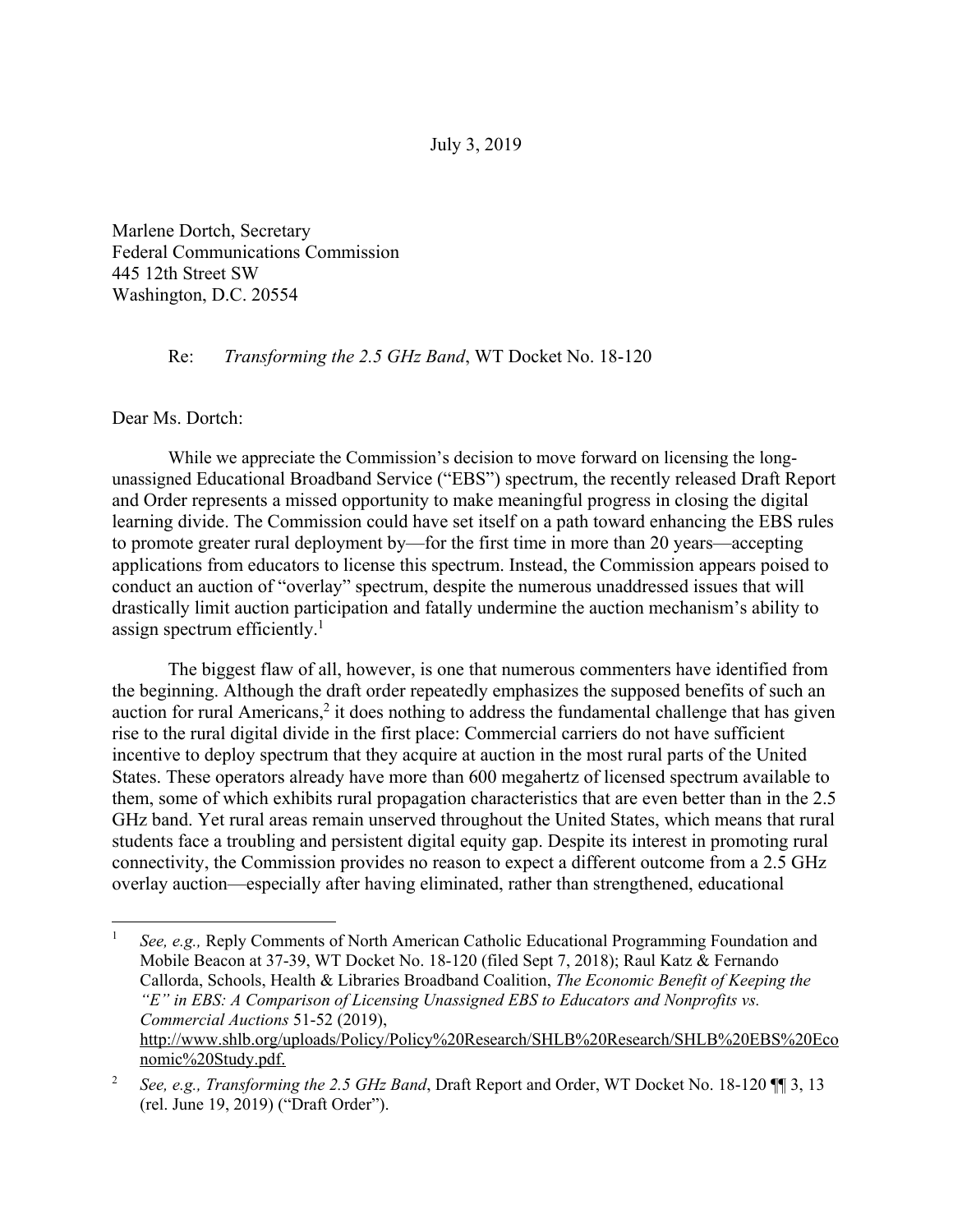July 3, 2019

Marlene Dortch, Secretary
Federal Communications Commission
445 12th Street SW
Washington, D.C. 20554

Re: *Transforming the 2.5 GHz Band*, WT Docket No. 18-120

Dear Ms. Dortch:

While we appreciate the Commission's decision to move forward on licensing the long-unassigned Educational Broadband Service ("EBS") spectrum, the recently released Draft Report and Order represents a missed opportunity to make meaningful progress in closing the digital learning divide. The Commission could have set itself on a path toward enhancing the EBS rules to promote greater rural deployment by—for the first time in more than 20 years—accepting applications from educators to license this spectrum. Instead, the Commission appears poised to conduct an auction of "overlay" spectrum, despite the numerous unaddressed issues that will drastically limit auction participation and fatally undermine the auction mechanism's ability to assign spectrum efficiently.[1]

The biggest flaw of all, however, is one that numerous commenters have identified from the beginning. Although the draft order repeatedly emphasizes the supposed benefits of such an auction for rural Americans,[2] it does nothing to address the fundamental challenge that has given rise to the rural digital divide in the first place: Commercial carriers do not have sufficient incentive to deploy spectrum that they acquire at auction in the most rural parts of the United States. These operators already have more than 600 megahertz of licensed spectrum available to them, some of which exhibits rural propagation characteristics that are even better than in the 2.5 GHz band. Yet rural areas remain unserved throughout the United States, which means that rural students face a troubling and persistent digital equity gap. Despite its interest in promoting rural connectivity, the Commission provides no reason to expect a different outcome from a 2.5 GHz overlay auction—especially after having eliminated, rather than strengthened, educational

---

[1] *See, e.g.,* Reply Comments of North American Catholic Educational Programming Foundation and Mobile Beacon at 37-39, WT Docket No. 18-120 (filed Sept 7, 2018); Raul Katz & Fernando Callorda, Schools, Health & Libraries Broadband Coalition, *The Economic Benefit of Keeping the "E" in EBS: A Comparison of Licensing Unassigned EBS to Educators and Nonprofits vs. Commercial Auctions* 51-52 (2019), http://www.shlb.org/uploads/Policy/Policy%20Research/SHLB%20Research/SHLB%20EBS%20Economic%20Study.pdf.

[2] *See, e.g., Transforming the 2.5 GHz Band*, Draft Report and Order, WT Docket No. 18-120 ¶¶ 3, 13 (rel. June 19, 2019) ("Draft Order").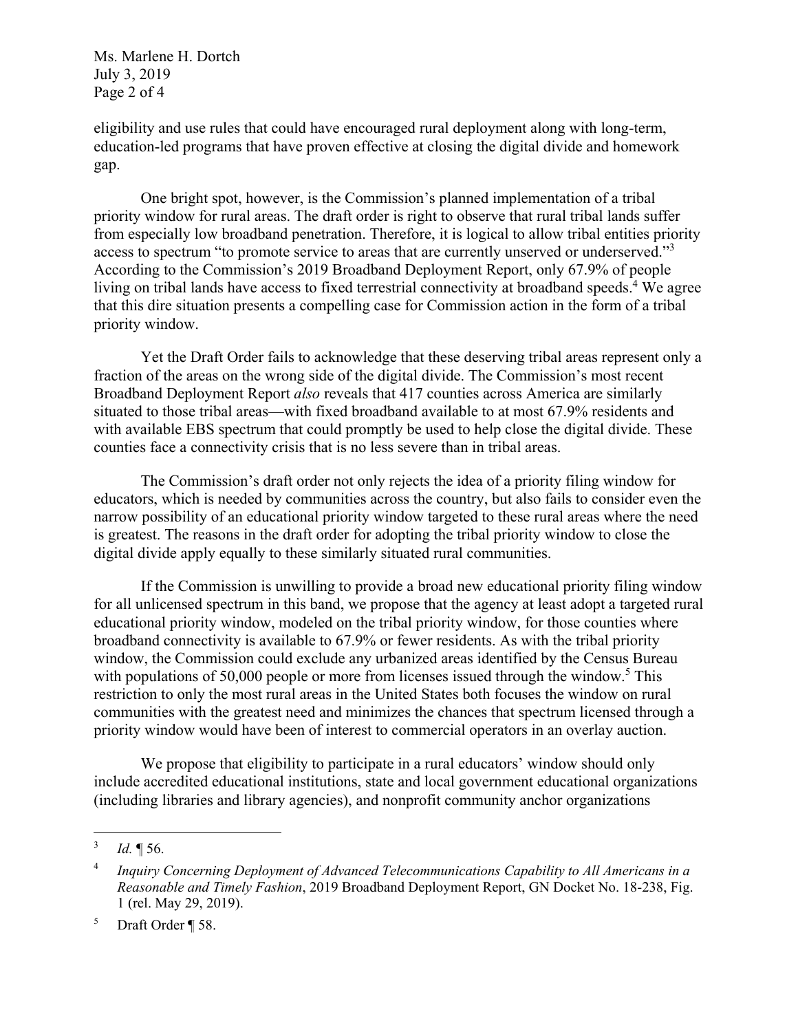eligibility and use rules that could have encouraged rural deployment along with long-term, education-led programs that have proven effective at closing the digital divide and homework gap.

One bright spot, however, is the Commission's planned implementation of a tribal priority window for rural areas. The draft order is right to observe that rural tribal lands suffer from especially low broadband penetration. Therefore, it is logical to allow tribal entities priority access to spectrum "to promote service to areas that are currently unserved or underserved."[3] According to the Commission's 2019 Broadband Deployment Report, only 67.9% of people living on tribal lands have access to fixed terrestrial connectivity at broadband speeds.[4] We agree that this dire situation presents a compelling case for Commission action in the form of a tribal priority window.

Yet the Draft Order fails to acknowledge that these deserving tribal areas represent only a fraction of the areas on the wrong side of the digital divide. The Commission's most recent Broadband Deployment Report *also* reveals that 417 counties across America are similarly situated to those tribal areas—with fixed broadband available to at most 67.9% residents and with available EBS spectrum that could promptly be used to help close the digital divide. These counties face a connectivity crisis that is no less severe than in tribal areas.

The Commission's draft order not only rejects the idea of a priority filing window for educators, which is needed by communities across the country, but also fails to consider even the narrow possibility of an educational priority window targeted to these rural areas where the need is greatest. The reasons in the draft order for adopting the tribal priority window to close the digital divide apply equally to these similarly situated rural communities.

If the Commission is unwilling to provide a broad new educational priority filing window for all unlicensed spectrum in this band, we propose that the agency at least adopt a targeted rural educational priority window, modeled on the tribal priority window, for those counties where broadband connectivity is available to 67.9% or fewer residents. As with the tribal priority window, the Commission could exclude any urbanized areas identified by the Census Bureau with populations of 50,000 people or more from licenses issued through the window.[5] This restriction to only the most rural areas in the United States both focuses the window on rural communities with the greatest need and minimizes the chances that spectrum licensed through a priority window would have been of interest to commercial operators in an overlay auction.

We propose that eligibility to participate in a rural educators' window should only include accredited educational institutions, state and local government educational organizations (including libraries and library agencies), and nonprofit community anchor organizations

---

[3] *Id.* ¶ 56.

[4] *Inquiry Concerning Deployment of Advanced Telecommunications Capability to All Americans in a Reasonable and Timely Fashion*, 2019 Broadband Deployment Report, GN Docket No. 18-238, Fig. 1 (rel. May 29, 2019).

[5] Draft Order ¶ 58.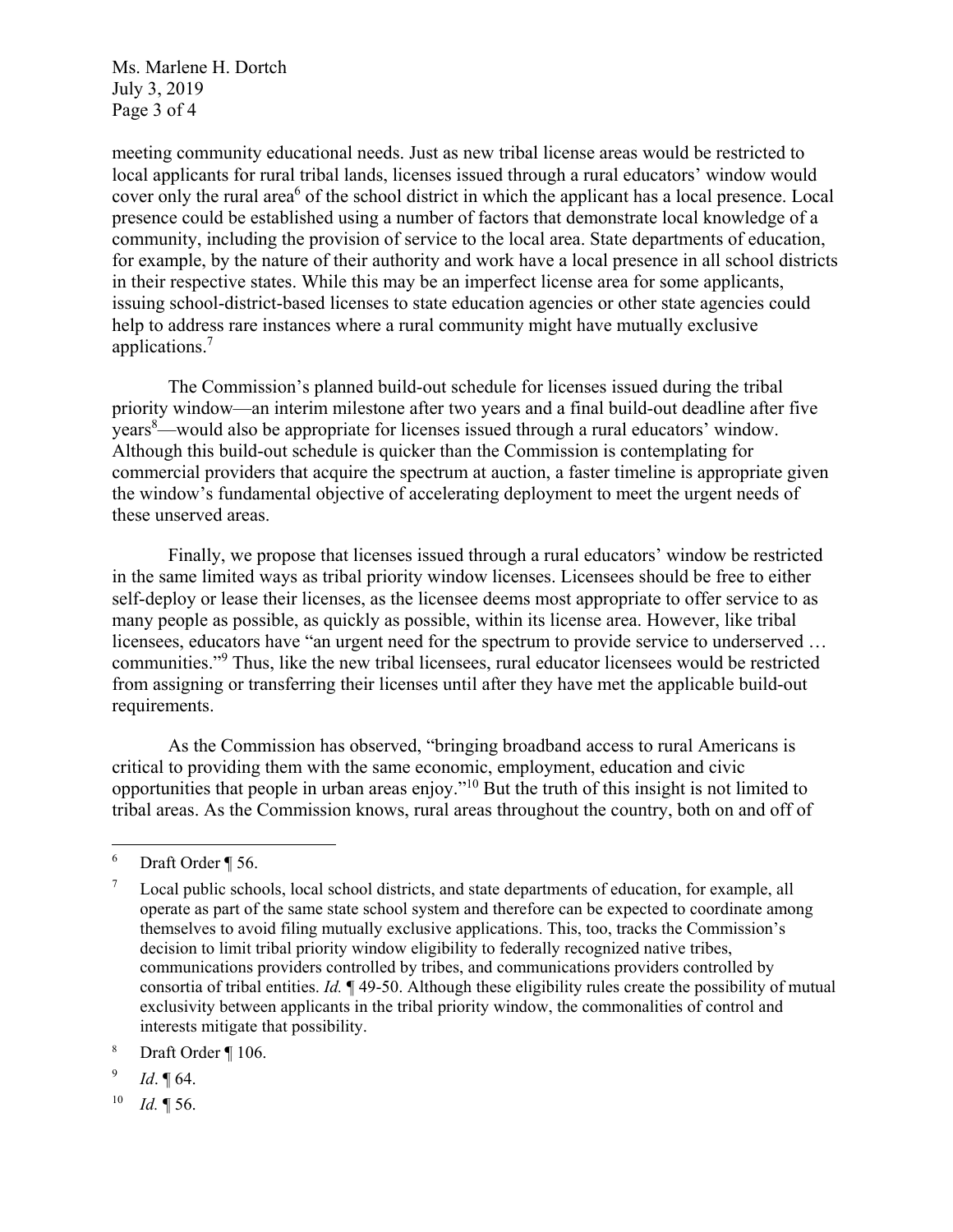meeting community educational needs. Just as new tribal license areas would be restricted to local applicants for rural tribal lands, licenses issued through a rural educators' window would cover only the rural area[6] of the school district in which the applicant has a local presence. Local presence could be established using a number of factors that demonstrate local knowledge of a community, including the provision of service to the local area. State departments of education, for example, by the nature of their authority and work have a local presence in all school districts in their respective states. While this may be an imperfect license area for some applicants, issuing school-district-based licenses to state education agencies or other state agencies could help to address rare instances where a rural community might have mutually exclusive applications.[7]

The Commission's planned build-out schedule for licenses issued during the tribal priority window—an interim milestone after two years and a final build-out deadline after five years[8]—would also be appropriate for licenses issued through a rural educators' window. Although this build-out schedule is quicker than the Commission is contemplating for commercial providers that acquire the spectrum at auction, a faster timeline is appropriate given the window's fundamental objective of accelerating deployment to meet the urgent needs of these unserved areas.

Finally, we propose that licenses issued through a rural educators' window be restricted in the same limited ways as tribal priority window licenses. Licensees should be free to either self-deploy or lease their licenses, as the licensee deems most appropriate to offer service to as many people as possible, as quickly as possible, within its license area. However, like tribal licensees, educators have "an urgent need for the spectrum to provide service to underserved … communities."[9] Thus, like the new tribal licensees, rural educator licensees would be restricted from assigning or transferring their licenses until after they have met the applicable build-out requirements.

As the Commission has observed, "bringing broadband access to rural Americans is critical to providing them with the same economic, employment, education and civic opportunities that people in urban areas enjoy."[10] But the truth of this insight is not limited to tribal areas. As the Commission knows, rural areas throughout the country, both on and off of

---

[6] Draft Order ¶ 56.

[7] Local public schools, local school districts, and state departments of education, for example, all operate as part of the same state school system and therefore can be expected to coordinate among themselves to avoid filing mutually exclusive applications. This, too, tracks the Commission's decision to limit tribal priority window eligibility to federally recognized native tribes, communications providers controlled by tribes, and communications providers controlled by consortia of tribal entities. *Id.* ¶ 49-50. Although these eligibility rules create the possibility of mutual exclusivity between applicants in the tribal priority window, the commonalities of control and interests mitigate that possibility.

[8] Draft Order ¶ 106.

[9] *Id*. ¶ 64.

[10] *Id.* ¶ 56.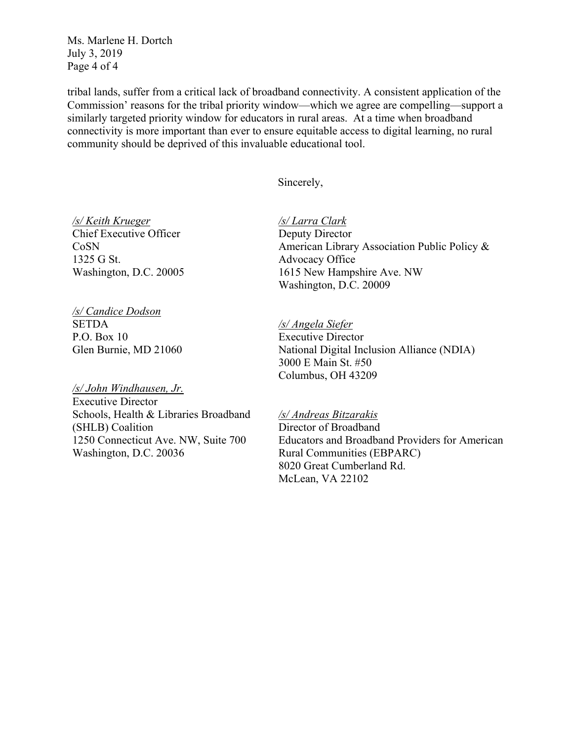tribal lands, suffer from a critical lack of broadband connectivity. A consistent application of the Commission' reasons for the tribal priority window—which we agree are compelling—support a similarly targeted priority window for educators in rural areas. At a time when broadband connectivity is more important than ever to ensure equitable access to digital learning, no rural community should be deprived of this invaluable educational tool.

Sincerely,

*/s/ Keith Krueger*
Chief Executive Officer
CoSN
1325 G St.
Washington, D.C. 20005

*/s/ Larra Clark*
Deputy Director
American Library Association Public Policy & Advocacy Office
1615 New Hampshire Ave. NW
Washington, D.C. 20009

*/s/ Candice Dodson*
SETDA
P.O. Box 10
Glen Burnie, MD 21060

*/s/ Angela Siefer*
Executive Director
National Digital Inclusion Alliance (NDIA)
3000 E Main St. #50
Columbus, OH 43209

*/s/ John Windhausen, Jr.*
Executive Director
Schools, Health & Libraries Broadband (SHLB) Coalition
1250 Connecticut Ave. NW, Suite 700
Washington, D.C. 20036

*/s/ Andreas Bitzarakis*
Director of Broadband
Educators and Broadband Providers for American Rural Communities (EBPARC)
8020 Great Cumberland Rd.
McLean, VA 22102